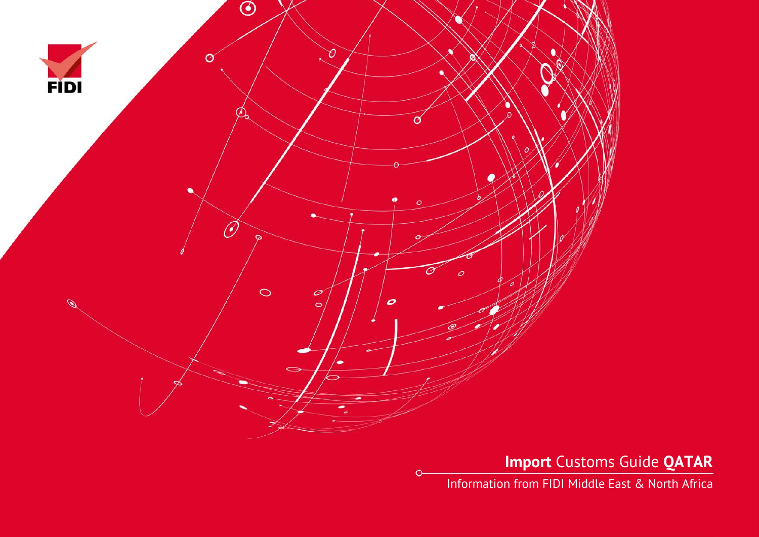FIDI

# **Import** Customs Guide **QATAR**

Information from FIDI Middle East & North Africa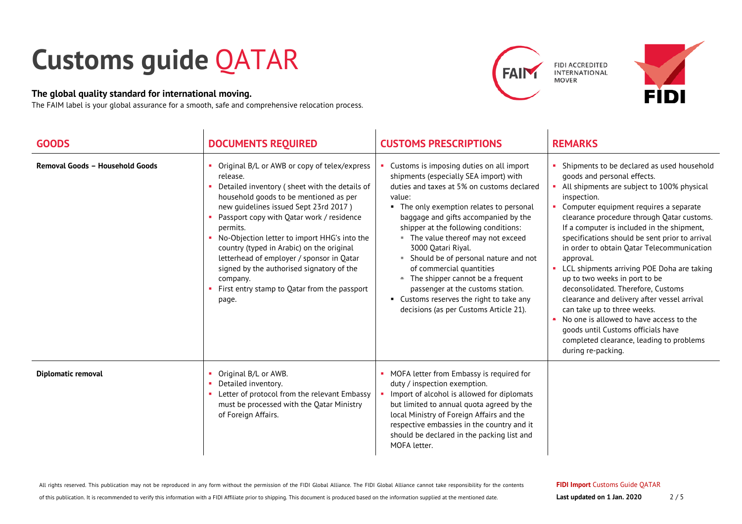# Customs guide QATAR

**The global quality standard for international moving.**

The FAIM label is your global assurance for a smooth, safe and comprehensive relocation process.

FIDI ACCREDITED INTERNATIONAL MOVER

| GOODS | DOCUMENTS REQUIRED | CUSTOMS PRESCRIPTIONS | REMARKS |
|---|---|---|---|
| **Removal Goods – Household Goods** | ▪ Original B/L or AWB or copy of telex/express release.<br>▪ Detailed inventory ( sheet with the details of household goods to be mentioned as per new guidelines issued Sept 23rd 2017 )<br>▪ Passport copy with Qatar work / residence permits.<br>▪ No-Objection letter to import HHG's into the country (typed in Arabic) on the original letterhead of employer / sponsor in Qatar signed by the authorised signatory of the company.<br>▪ First entry stamp to Qatar from the passport page. | ▪ Customs is imposing duties on all import shipments (especially SEA import) with duties and taxes at 5% on customs declared value:<br>▪ The only exemption relates to personal baggage and gifts accompanied by the shipper at the following conditions:<br>  ▪ The value thereof may not exceed 3000 Qatari Riyal.<br>  ▪ Should be of personal nature and not of commercial quantities<br>  ▪ The shipper cannot be a frequent passenger at the customs station.<br>▪ Customs reserves the right to take any decisions (as per Customs Article 21). | ▪ Shipments to be declared as used household goods and personal effects.<br>▪ All shipments are subject to 100% physical inspection.<br>▪ Computer equipment requires a separate clearance procedure through Qatar customs. If a computer is included in the shipment, specifications should be sent prior to arrival in order to obtain Qatar Telecommunication approval.<br>▪ LCL shipments arriving POE Doha are taking up to two weeks in port to be deconsolidated. Therefore, Customs clearance and delivery after vessel arrival can take up to three weeks.<br>▪ No one is allowed to have access to the goods until Customs officials have completed clearance, leading to problems during re-packing. |
| **Diplomatic removal** | ▪ Original B/L or AWB.<br>▪ Detailed inventory.<br>▪ Letter of protocol from the relevant Embassy must be processed with the Qatar Ministry of Foreign Affairs. | ▪ MOFA letter from Embassy is required for duty / inspection exemption.<br>▪ Import of alcohol is allowed for diplomats but limited to annual quota agreed by the local Ministry of Foreign Affairs and the respective embassies in the country and it should be declared in the packing list and MOFA letter. | |

All rights reserved. This publication may not be reproduced in any form without the permission of the FIDI Global Alliance. The FIDI Global Alliance cannot take responsibility for the contents of this publication. It is recommended to verify this information with a FIDI Affiliate prior to shipping. This document is produced based on the information supplied at the mentioned date.

**FIDI Import** Customs Guide QATAR

**Last updated on 1 Jan. 2020**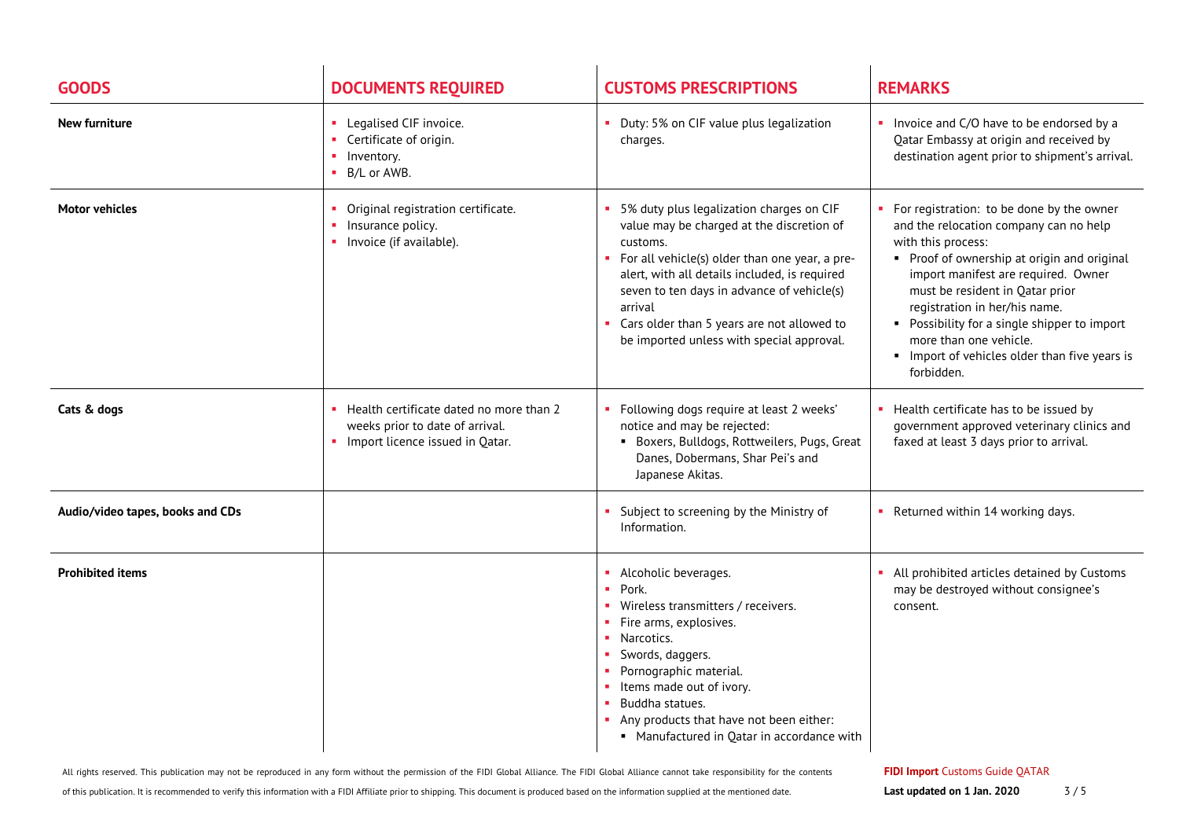| GOODS | DOCUMENTS REQUIRED | CUSTOMS PRESCRIPTIONS | REMARKS |
|---|---|---|---|
| **New furniture** | ▪ Legalised CIF invoice.<br>▪ Certificate of origin.<br>▪ Inventory.<br>▪ B/L or AWB. | ▪ Duty: 5% on CIF value plus legalization charges. | ▪ Invoice and C/O have to be endorsed by a Qatar Embassy at origin and received by destination agent prior to shipment's arrival. |
| **Motor vehicles** | ▪ Original registration certificate.<br>▪ Insurance policy.<br>▪ Invoice (if available). | ▪ 5% duty plus legalization charges on CIF value may be charged at the discretion of customs.<br>▪ For all vehicle(s) older than one year, a pre-alert, with all details included, is required seven to ten days in advance of vehicle(s) arrival<br>▪ Cars older than 5 years are not allowed to be imported unless with special approval. | ▪ For registration: to be done by the owner and the relocation company can no help with this process:<br>&nbsp;&nbsp;▪ Proof of ownership at origin and original import manifest are required. Owner must be resident in Qatar prior registration in her/his name.<br>&nbsp;&nbsp;▪ Possibility for a single shipper to import more than one vehicle.<br>&nbsp;&nbsp;▪ Import of vehicles older than five years is forbidden. |
| **Cats & dogs** | ▪ Health certificate dated no more than 2 weeks prior to date of arrival.<br>▪ Import licence issued in Qatar. | ▪ Following dogs require at least 2 weeks' notice and may be rejected:<br>&nbsp;&nbsp;▪ Boxers, Bulldogs, Rottweilers, Pugs, Great Danes, Dobermans, Shar Pei's and Japanese Akitas. | ▪ Health certificate has to be issued by government approved veterinary clinics and faxed at least 3 days prior to arrival. |
| **Audio/video tapes, books and CDs** | | ▪ Subject to screening by the Ministry of Information. | ▪ Returned within 14 working days. |
| **Prohibited items** | | ▪ Alcoholic beverages.<br>▪ Pork.<br>▪ Wireless transmitters / receivers.<br>▪ Fire arms, explosives.<br>▪ Narcotics.<br>▪ Swords, daggers.<br>▪ Pornographic material.<br>▪ Items made out of ivory.<br>▪ Buddha statues.<br>▪ Any products that have not been either:<br>&nbsp;&nbsp;▪ Manufactured in Qatar in accordance with | ▪ All prohibited articles detained by Customs may be destroyed without consignee's consent. |

All rights reserved. This publication may not be reproduced in any form without the permission of the FIDI Global Alliance. The FIDI Global Alliance cannot take responsibility for the contents of this publication. It is recommended to verify this information with a FIDI Affiliate prior to shipping. This document is produced based on the information supplied at the mentioned date.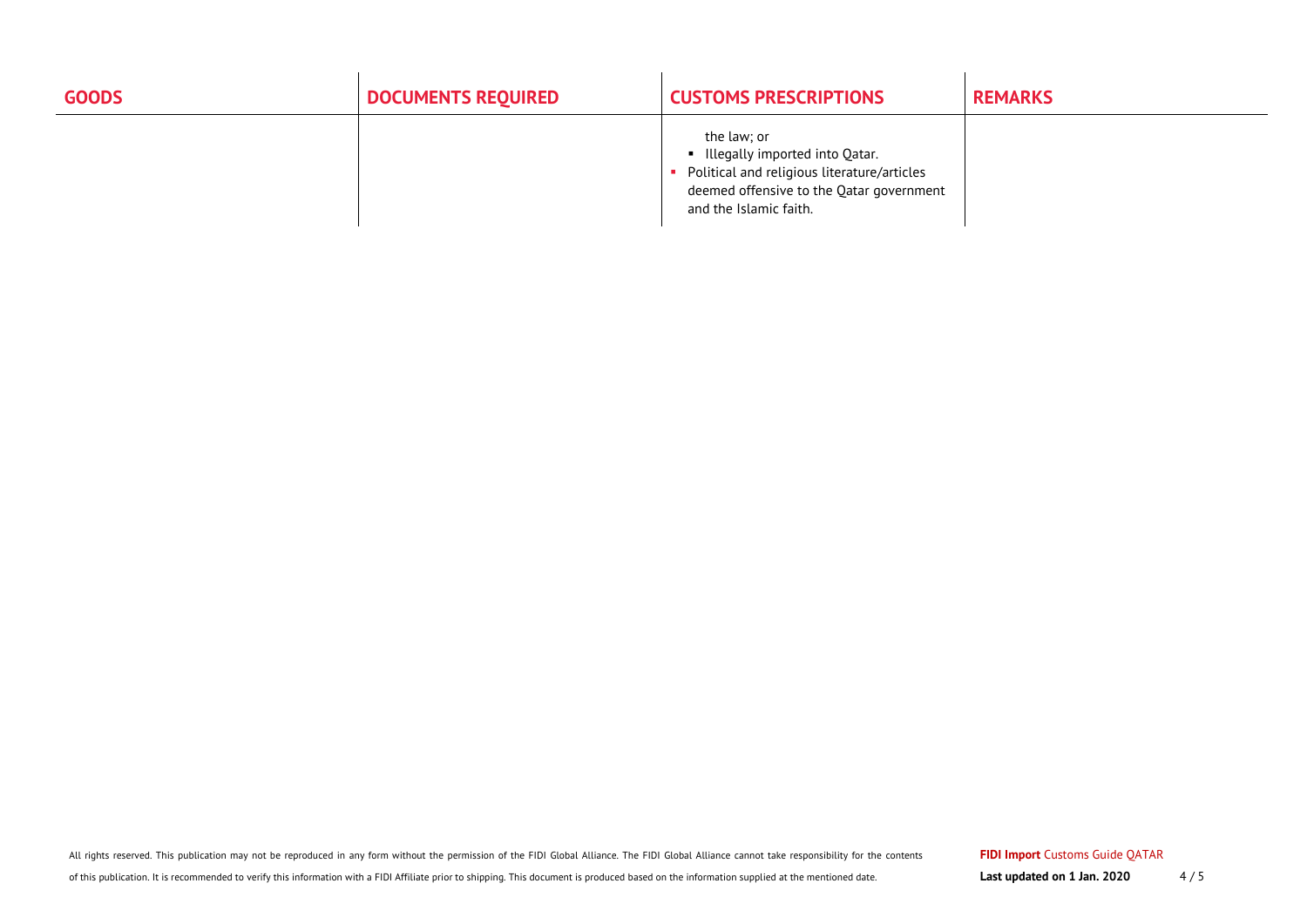| GOODS | DOCUMENTS REQUIRED | CUSTOMS PRESCRIPTIONS | REMARKS |
|---|---|---|---|
| | | the law; or<br>▪ Illegally imported into Qatar.<br>▪ Political and religious literature/articles deemed offensive to the Qatar government and the Islamic faith. | |

All rights reserved. This publication may not be reproduced in any form without the permission of the FIDI Global Alliance. The FIDI Global Alliance cannot take responsibility for the contents of this publication. It is recommended to verify this information with a FIDI Affiliate prior to shipping. This document is produced based on the information supplied at the mentioned date.

**FIDI Import** Customs Guide QATAR

**Last updated on 1 Jan. 2020**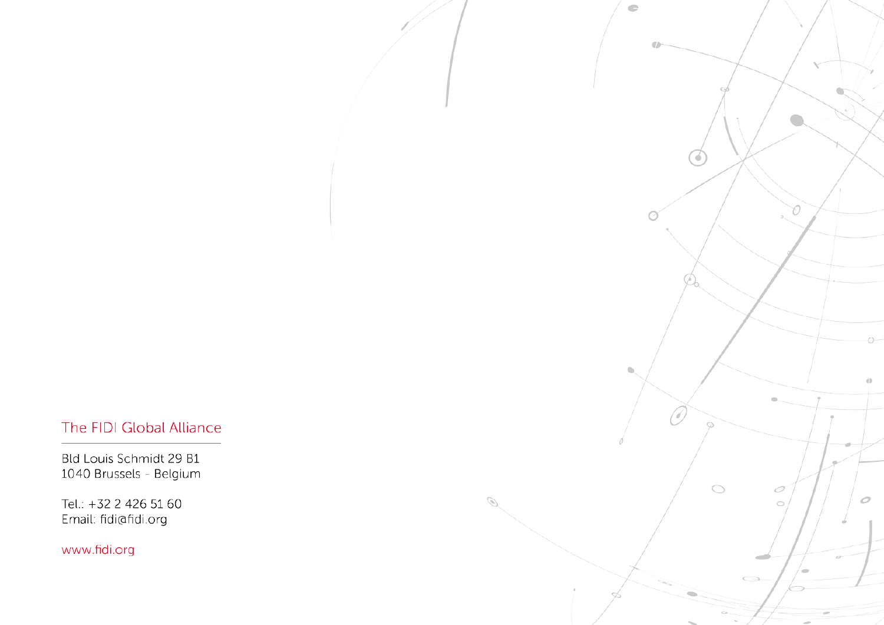The FIDI Global Alliance

---

Bld Louis Schmidt 29 B1
1040 Brussels - Belgium

Tel.: +32 2 426 51 60
Email: fidi@fidi.org

www.fidi.org